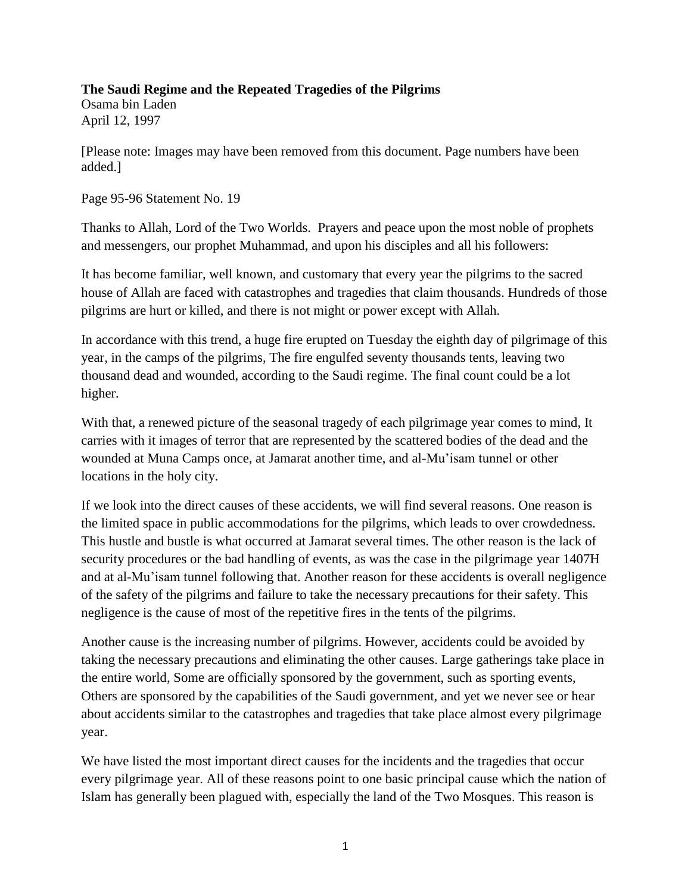**The Saudi Regime and the Repeated Tragedies of the Pilgrims**
Osama bin Laden
April 12, 1997

[Please note: Images may have been removed from this document. Page numbers have been added.]

Page 95-96 Statement No. 19

Thanks to Allah, Lord of the Two Worlds. Prayers and peace upon the most noble of prophets and messengers, our prophet Muhammad, and upon his disciples and all his followers:

It has become familiar, well known, and customary that every year the pilgrims to the sacred house of Allah are faced with catastrophes and tragedies that claim thousands. Hundreds of those pilgrims are hurt or killed, and there is not might or power except with Allah.

In accordance with this trend, a huge fire erupted on Tuesday the eighth day of pilgrimage of this year, in the camps of the pilgrims, The fire engulfed seventy thousands tents, leaving two thousand dead and wounded, according to the Saudi regime. The final count could be a lot higher.

With that, a renewed picture of the seasonal tragedy of each pilgrimage year comes to mind, It carries with it images of terror that are represented by the scattered bodies of the dead and the wounded at Muna Camps once, at Jamarat another time, and al-Mu'isam tunnel or other locations in the holy city.

If we look into the direct causes of these accidents, we will find several reasons. One reason is the limited space in public accommodations for the pilgrims, which leads to over crowdedness. This hustle and bustle is what occurred at Jamarat several times. The other reason is the lack of security procedures or the bad handling of events, as was the case in the pilgrimage year 1407H and at al-Mu'isam tunnel following that. Another reason for these accidents is overall negligence of the safety of the pilgrims and failure to take the necessary precautions for their safety. This negligence is the cause of most of the repetitive fires in the tents of the pilgrims.

Another cause is the increasing number of pilgrims. However, accidents could be avoided by taking the necessary precautions and eliminating the other causes. Large gatherings take place in the entire world, Some are officially sponsored by the government, such as sporting events, Others are sponsored by the capabilities of the Saudi government, and yet we never see or hear about accidents similar to the catastrophes and tragedies that take place almost every pilgrimage year.

We have listed the most important direct causes for the incidents and the tragedies that occur every pilgrimage year. All of these reasons point to one basic principal cause which the nation of Islam has generally been plagued with, especially the land of the Two Mosques. This reason is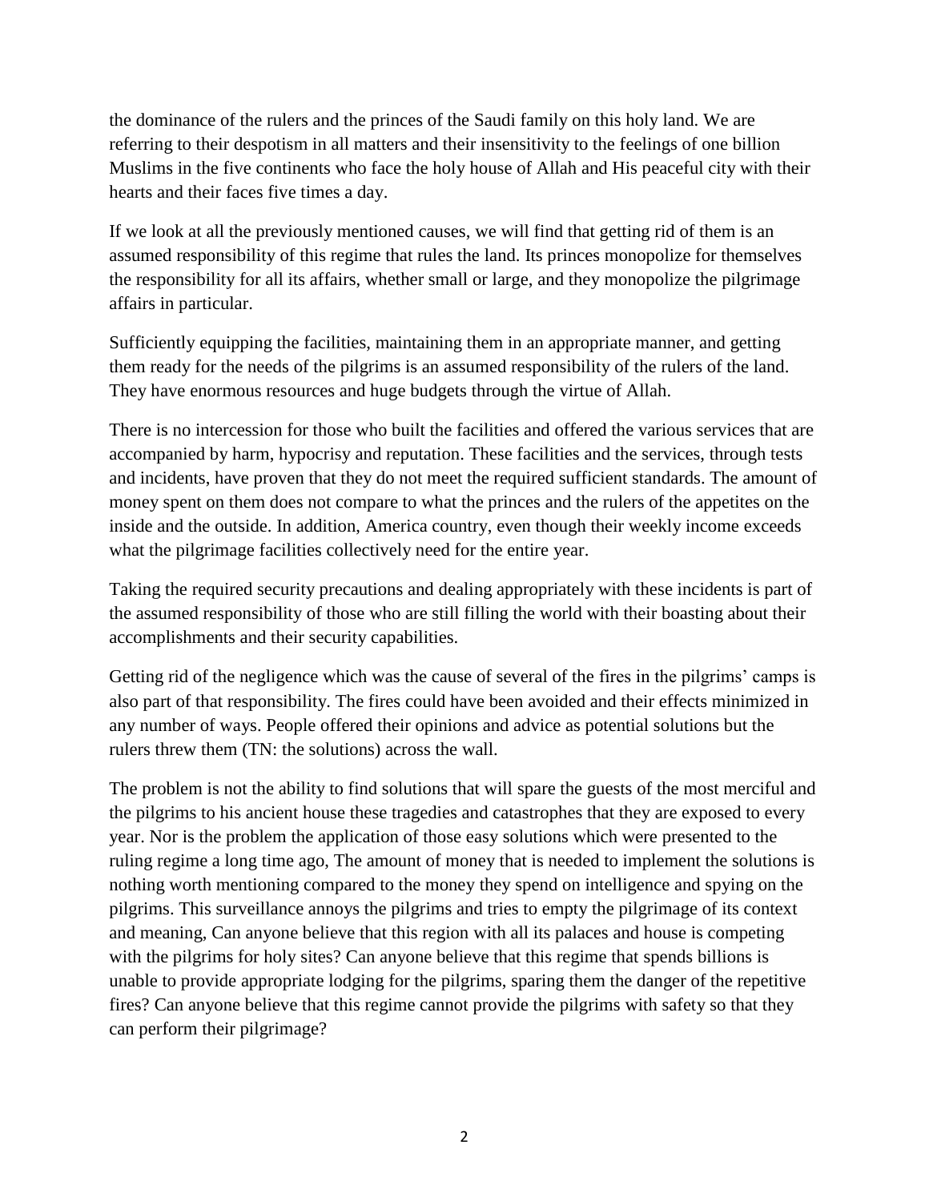the dominance of the rulers and the princes of the Saudi family on this holy land. We are referring to their despotism in all matters and their insensitivity to the feelings of one billion Muslims in the five continents who face the holy house of Allah and His peaceful city with their hearts and their faces five times a day.

If we look at all the previously mentioned causes, we will find that getting rid of them is an assumed responsibility of this regime that rules the land. Its princes monopolize for themselves the responsibility for all its affairs, whether small or large, and they monopolize the pilgrimage affairs in particular.

Sufficiently equipping the facilities, maintaining them in an appropriate manner, and getting them ready for the needs of the pilgrims is an assumed responsibility of the rulers of the land. They have enormous resources and huge budgets through the virtue of Allah.

There is no intercession for those who built the facilities and offered the various services that are accompanied by harm, hypocrisy and reputation. These facilities and the services, through tests and incidents, have proven that they do not meet the required sufficient standards. The amount of money spent on them does not compare to what the princes and the rulers of the appetites on the inside and the outside. In addition, America country, even though their weekly income exceeds what the pilgrimage facilities collectively need for the entire year.

Taking the required security precautions and dealing appropriately with these incidents is part of the assumed responsibility of those who are still filling the world with their boasting about their accomplishments and their security capabilities.

Getting rid of the negligence which was the cause of several of the fires in the pilgrims' camps is also part of that responsibility. The fires could have been avoided and their effects minimized in any number of ways. People offered their opinions and advice as potential solutions but the rulers threw them (TN: the solutions) across the wall.

The problem is not the ability to find solutions that will spare the guests of the most merciful and the pilgrims to his ancient house these tragedies and catastrophes that they are exposed to every year. Nor is the problem the application of those easy solutions which were presented to the ruling regime a long time ago, The amount of money that is needed to implement the solutions is nothing worth mentioning compared to the money they spend on intelligence and spying on the pilgrims. This surveillance annoys the pilgrims and tries to empty the pilgrimage of its context and meaning, Can anyone believe that this region with all its palaces and house is competing with the pilgrims for holy sites? Can anyone believe that this regime that spends billions is unable to provide appropriate lodging for the pilgrims, sparing them the danger of the repetitive fires? Can anyone believe that this regime cannot provide the pilgrims with safety so that they can perform their pilgrimage?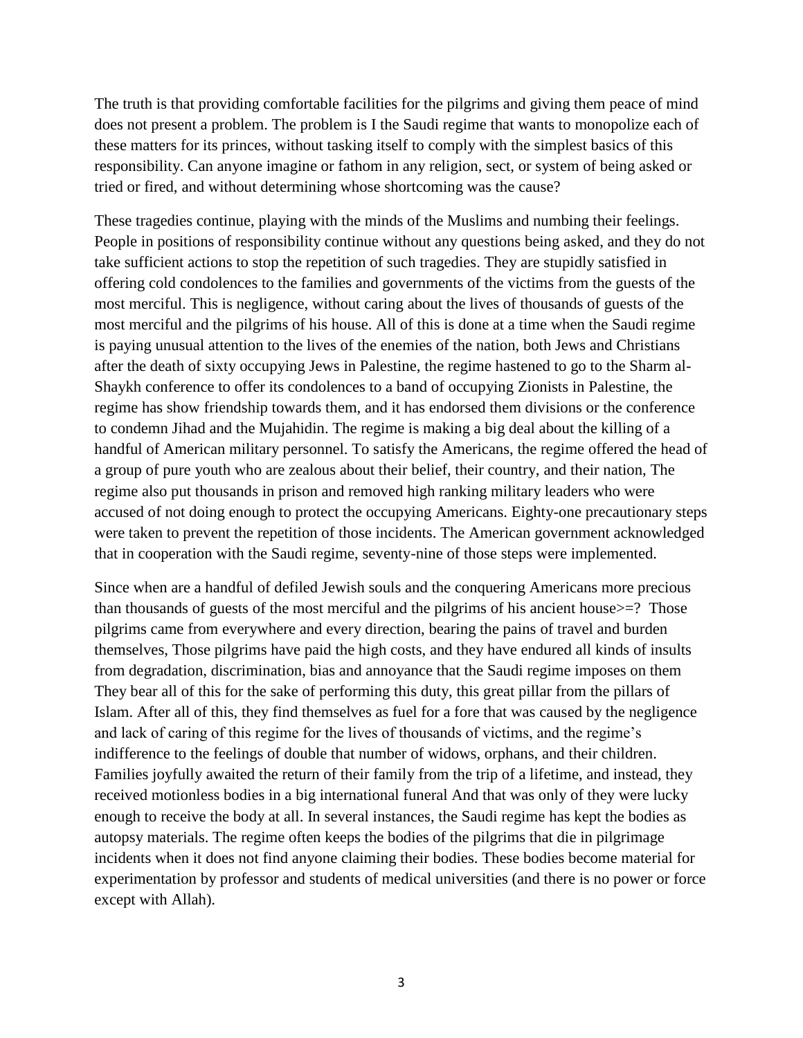The truth is that providing comfortable facilities for the pilgrims and giving them peace of mind does not present a problem. The problem is I the Saudi regime that wants to monopolize each of these matters for its princes, without tasking itself to comply with the simplest basics of this responsibility. Can anyone imagine or fathom in any religion, sect, or system of being asked or tried or fired, and without determining whose shortcoming was the cause?

These tragedies continue, playing with the minds of the Muslims and numbing their feelings. People in positions of responsibility continue without any questions being asked, and they do not take sufficient actions to stop the repetition of such tragedies. They are stupidly satisfied in offering cold condolences to the families and governments of the victims from the guests of the most merciful. This is negligence, without caring about the lives of thousands of guests of the most merciful and the pilgrims of his house. All of this is done at a time when the Saudi regime is paying unusual attention to the lives of the enemies of the nation, both Jews and Christians after the death of sixty occupying Jews in Palestine, the regime hastened to go to the Sharm al-Shaykh conference to offer its condolences to a band of occupying Zionists in Palestine, the regime has show friendship towards them, and it has endorsed them divisions or the conference to condemn Jihad and the Mujahidin. The regime is making a big deal about the killing of a handful of American military personnel. To satisfy the Americans, the regime offered the head of a group of pure youth who are zealous about their belief, their country, and their nation, The regime also put thousands in prison and removed high ranking military leaders who were accused of not doing enough to protect the occupying Americans. Eighty-one precautionary steps were taken to prevent the repetition of those incidents. The American government acknowledged that in cooperation with the Saudi regime, seventy-nine of those steps were implemented.

Since when are a handful of defiled Jewish souls and the conquering Americans more precious than thousands of guests of the most merciful and the pilgrims of his ancient house>=? Those pilgrims came from everywhere and every direction, bearing the pains of travel and burden themselves, Those pilgrims have paid the high costs, and they have endured all kinds of insults from degradation, discrimination, bias and annoyance that the Saudi regime imposes on them They bear all of this for the sake of performing this duty, this great pillar from the pillars of Islam. After all of this, they find themselves as fuel for a fore that was caused by the negligence and lack of caring of this regime for the lives of thousands of victims, and the regime's indifference to the feelings of double that number of widows, orphans, and their children. Families joyfully awaited the return of their family from the trip of a lifetime, and instead, they received motionless bodies in a big international funeral And that was only of they were lucky enough to receive the body at all. In several instances, the Saudi regime has kept the bodies as autopsy materials. The regime often keeps the bodies of the pilgrims that die in pilgrimage incidents when it does not find anyone claiming their bodies. These bodies become material for experimentation by professor and students of medical universities (and there is no power or force except with Allah).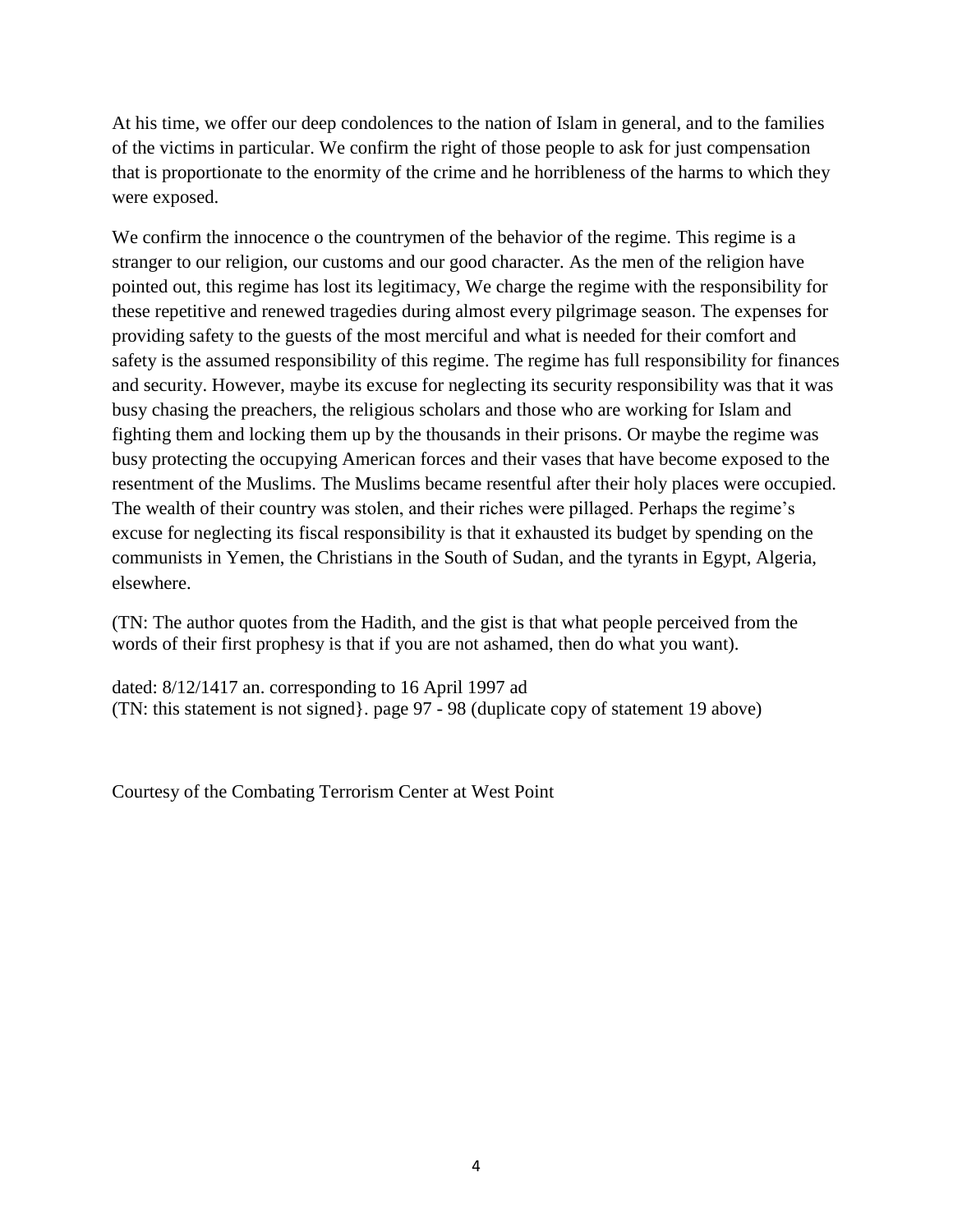At his time, we offer our deep condolences to the nation of Islam in general, and to the families of the victims in particular. We confirm the right of those people to ask for just compensation that is proportionate to the enormity of the crime and he horribleness of the harms to which they were exposed.

We confirm the innocence o the countrymen of the behavior of the regime. This regime is a stranger to our religion, our customs and our good character. As the men of the religion have pointed out, this regime has lost its legitimacy, We charge the regime with the responsibility for these repetitive and renewed tragedies during almost every pilgrimage season. The expenses for providing safety to the guests of the most merciful and what is needed for their comfort and safety is the assumed responsibility of this regime. The regime has full responsibility for finances and security. However, maybe its excuse for neglecting its security responsibility was that it was busy chasing the preachers, the religious scholars and those who are working for Islam and fighting them and locking them up by the thousands in their prisons. Or maybe the regime was busy protecting the occupying American forces and their vases that have become exposed to the resentment of the Muslims. The Muslims became resentful after their holy places were occupied. The wealth of their country was stolen, and their riches were pillaged. Perhaps the regime's excuse for neglecting its fiscal responsibility is that it exhausted its budget by spending on the communists in Yemen, the Christians in the South of Sudan, and the tyrants in Egypt, Algeria, elsewhere.

(TN: The author quotes from the Hadith, and the gist is that what people perceived from the words of their first prophesy is that if you are not ashamed, then do what you want).

dated: 8/12/1417 an. corresponding to 16 April 1997 ad
(TN: this statement is not signed}. page 97 - 98 (duplicate copy of statement 19 above)

Courtesy of the Combating Terrorism Center at West Point